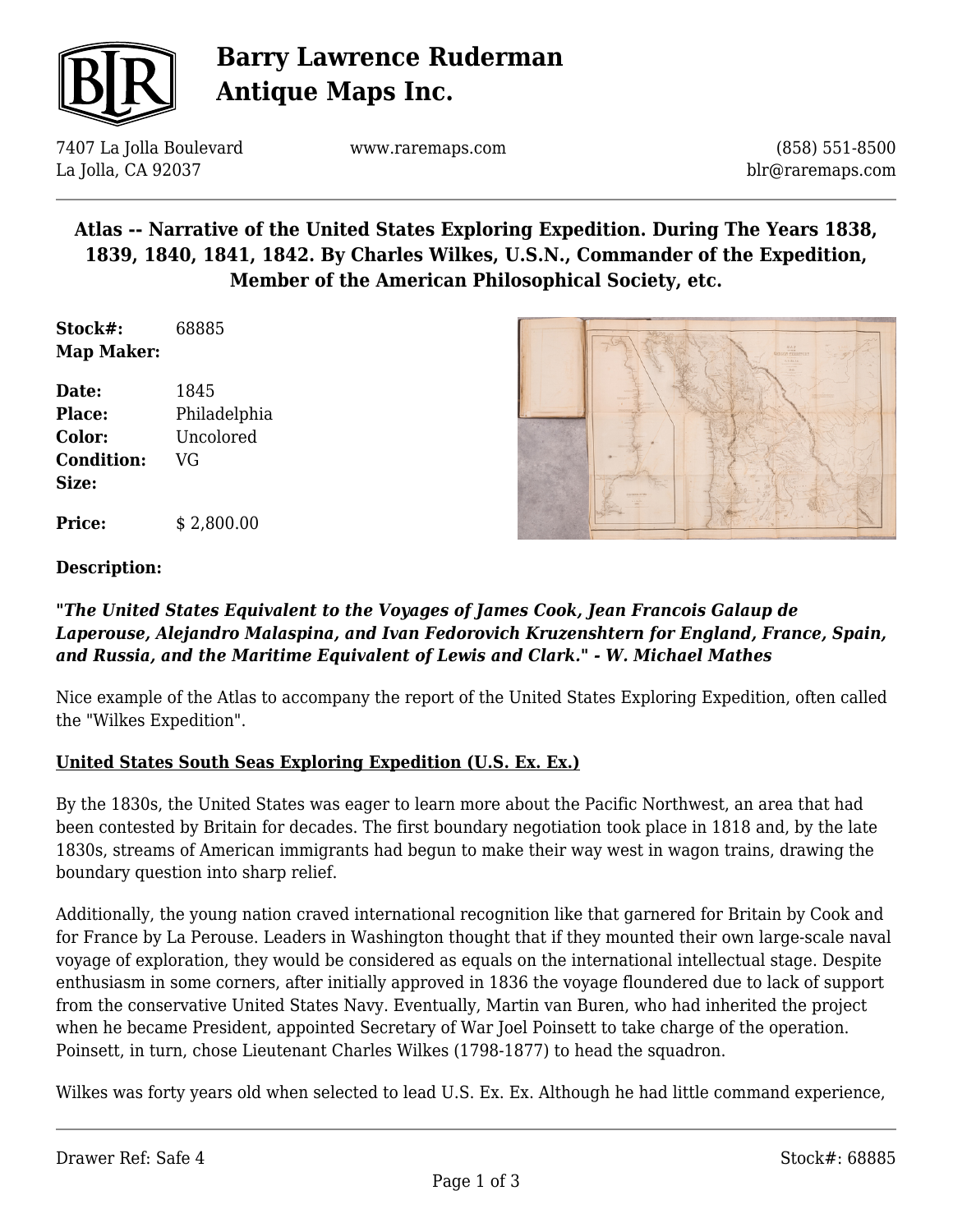# Barry Lawrence Ruderman Antique Maps Inc.

7407 La Jolla Boulevard
La Jolla, CA 92037

www.raremaps.com

(858) 551-8500
blr@raremaps.com

## Atlas -- Narrative of the United States Exploring Expedition. During The Years 1838, 1839, 1840, 1841, 1842. By Charles Wilkes, U.S.N., Commander of the Expedition, Member of the American Philosophical Society, etc.

**Stock#:** 68885
**Map Maker:**

**Date:** 1845
**Place:** Philadelphia
**Color:** Uncolored
**Condition:** VG
**Size:**

**Price:** $ 2,800.00

**Description:**

***"The United States Equivalent to the Voyages of James Cook, Jean Francois Galaup de Laperouse, Alejandro Malaspina, and Ivan Fedorovich Kruzenshtern for England, France, Spain, and Russia, and the Maritime Equivalent of Lewis and Clark." - W. Michael Mathes***

Nice example of the Atlas to accompany the report of the United States Exploring Expedition, often called the "Wilkes Expedition".

**United States South Seas Exploring Expedition (U.S. Ex. Ex.)**

By the 1830s, the United States was eager to learn more about the Pacific Northwest, an area that had been contested by Britain for decades. The first boundary negotiation took place in 1818 and, by the late 1830s, streams of American immigrants had begun to make their way west in wagon trains, drawing the boundary question into sharp relief.

Additionally, the young nation craved international recognition like that garnered for Britain by Cook and for France by La Perouse. Leaders in Washington thought that if they mounted their own large-scale naval voyage of exploration, they would be considered as equals on the international intellectual stage. Despite enthusiasm in some corners, after initially approved in 1836 the voyage floundered due to lack of support from the conservative United States Navy. Eventually, Martin van Buren, who had inherited the project when he became President, appointed Secretary of War Joel Poinsett to take charge of the operation. Poinsett, in turn, chose Lieutenant Charles Wilkes (1798-1877) to head the squadron.

Wilkes was forty years old when selected to lead U.S. Ex. Ex. Although he had little command experience,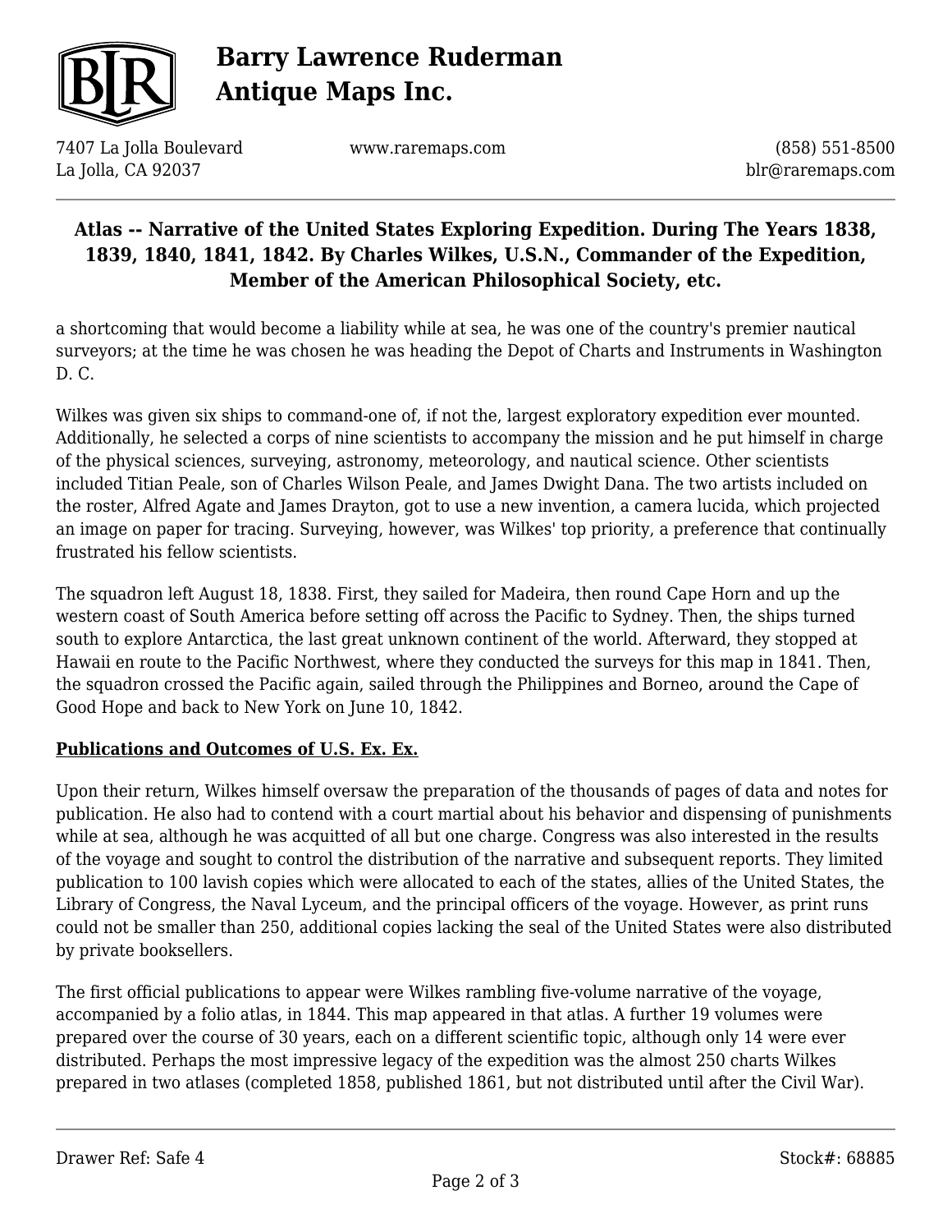a shortcoming that would become a liability while at sea, he was one of the country's premier nautical surveyors; at the time he was chosen he was heading the Depot of Charts and Instruments in Washington D. C.

Wilkes was given six ships to command-one of, if not the, largest exploratory expedition ever mounted. Additionally, he selected a corps of nine scientists to accompany the mission and he put himself in charge of the physical sciences, surveying, astronomy, meteorology, and nautical science. Other scientists included Titian Peale, son of Charles Wilson Peale, and James Dwight Dana. The two artists included on the roster, Alfred Agate and James Drayton, got to use a new invention, a camera lucida, which projected an image on paper for tracing. Surveying, however, was Wilkes' top priority, a preference that continually frustrated his fellow scientists.

The squadron left August 18, 1838. First, they sailed for Madeira, then round Cape Horn and up the western coast of South America before setting off across the Pacific to Sydney. Then, the ships turned south to explore Antarctica, the last great unknown continent of the world. Afterward, they stopped at Hawaii en route to the Pacific Northwest, where they conducted the surveys for this map in 1841. Then, the squadron crossed the Pacific again, sailed through the Philippines and Borneo, around the Cape of Good Hope and back to New York on June 10, 1842.

**Publications and Outcomes of U.S. Ex. Ex.**

Upon their return, Wilkes himself oversaw the preparation of the thousands of pages of data and notes for publication. He also had to contend with a court martial about his behavior and dispensing of punishments while at sea, although he was acquitted of all but one charge. Congress was also interested in the results of the voyage and sought to control the distribution of the narrative and subsequent reports. They limited publication to 100 lavish copies which were allocated to each of the states, allies of the United States, the Library of Congress, the Naval Lyceum, and the principal officers of the voyage. However, as print runs could not be smaller than 250, additional copies lacking the seal of the United States were also distributed by private booksellers.

The first official publications to appear were Wilkes rambling five-volume narrative of the voyage, accompanied by a folio atlas, in 1844. This map appeared in that atlas. A further 19 volumes were prepared over the course of 30 years, each on a different scientific topic, although only 14 were ever distributed. Perhaps the most impressive legacy of the expedition was the almost 250 charts Wilkes prepared in two atlases (completed 1858, published 1861, but not distributed until after the Civil War).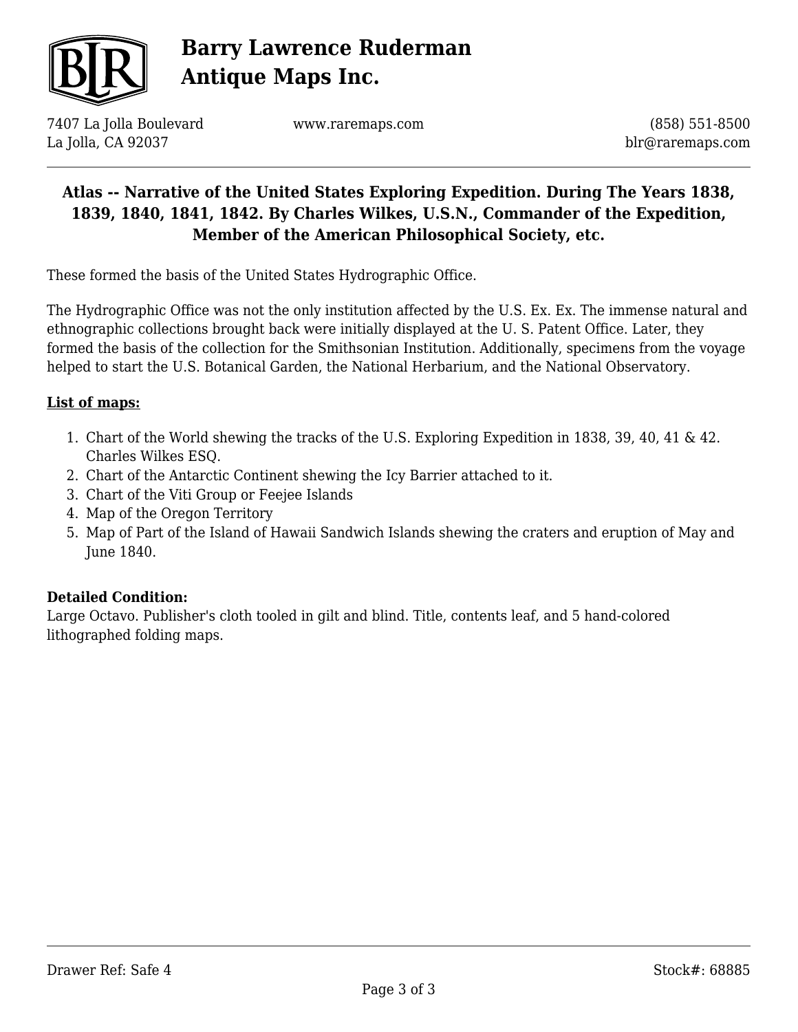## Atlas -- Narrative of the United States Exploring Expedition. During The Years 1838, 1839, 1840, 1841, 1842. By Charles Wilkes, U.S.N., Commander of the Expedition, Member of the American Philosophical Society, etc.

These formed the basis of the United States Hydrographic Office.

The Hydrographic Office was not the only institution affected by the U.S. Ex. Ex. The immense natural and ethnographic collections brought back were initially displayed at the U. S. Patent Office. Later, they formed the basis of the collection for the Smithsonian Institution. Additionally, specimens from the voyage helped to start the U.S. Botanical Garden, the National Herbarium, and the National Observatory.

**List of maps:**

1. Chart of the World shewing the tracks of the U.S. Exploring Expedition in 1838, 39, 40, 41 & 42. Charles Wilkes ESQ.
2. Chart of the Antarctic Continent shewing the Icy Barrier attached to it.
3. Chart of the Viti Group or Feejee Islands
4. Map of the Oregon Territory
5. Map of Part of the Island of Hawaii Sandwich Islands shewing the craters and eruption of May and June 1840.

**Detailed Condition:**
Large Octavo. Publisher's cloth tooled in gilt and blind. Title, contents leaf, and 5 hand-colored lithographed folding maps.